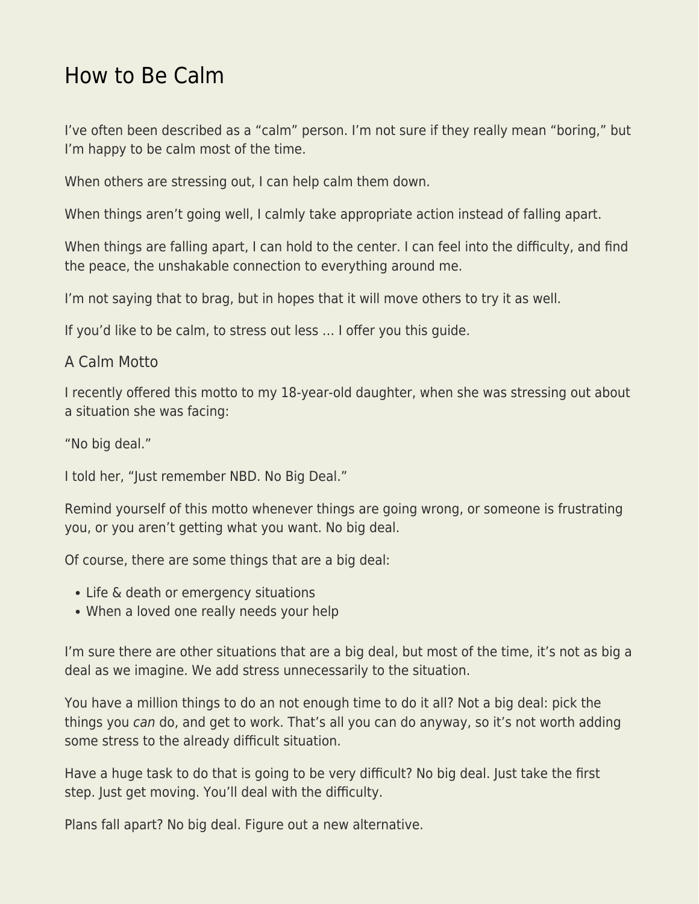# How to Be Calm

I've often been described as a "calm" person. I'm not sure if they really mean "boring," but I'm happy to be calm most of the time.

When others are stressing out, I can help calm them down.

When things aren't going well, I calmly take appropriate action instead of falling apart.

When things are falling apart, I can hold to the center. I can feel into the difficulty, and find the peace, the unshakable connection to everything around me.

I'm not saying that to brag, but in hopes that it will move others to try it as well.

If you'd like to be calm, to stress out less … I offer you this guide.

## A Calm Motto

I recently offered this motto to my 18-year-old daughter, when she was stressing out about a situation she was facing:

"No big deal."

I told her, "Just remember NBD. No Big Deal."

Remind yourself of this motto whenever things are going wrong, or someone is frustrating you, or you aren't getting what you want. No big deal.

Of course, there are some things that are a big deal:

- Life & death or emergency situations
- When a loved one really needs your help

I'm sure there are other situations that are a big deal, but most of the time, it's not as big a deal as we imagine. We add stress unnecessarily to the situation.

You have a million things to do an not enough time to do it all? Not a big deal: pick the things you *can* do, and get to work. That's all you can do anyway, so it's not worth adding some stress to the already difficult situation.

Have a huge task to do that is going to be very difficult? No big deal. Just take the first step. Just get moving. You'll deal with the difficulty.

Plans fall apart? No big deal. Figure out a new alternative.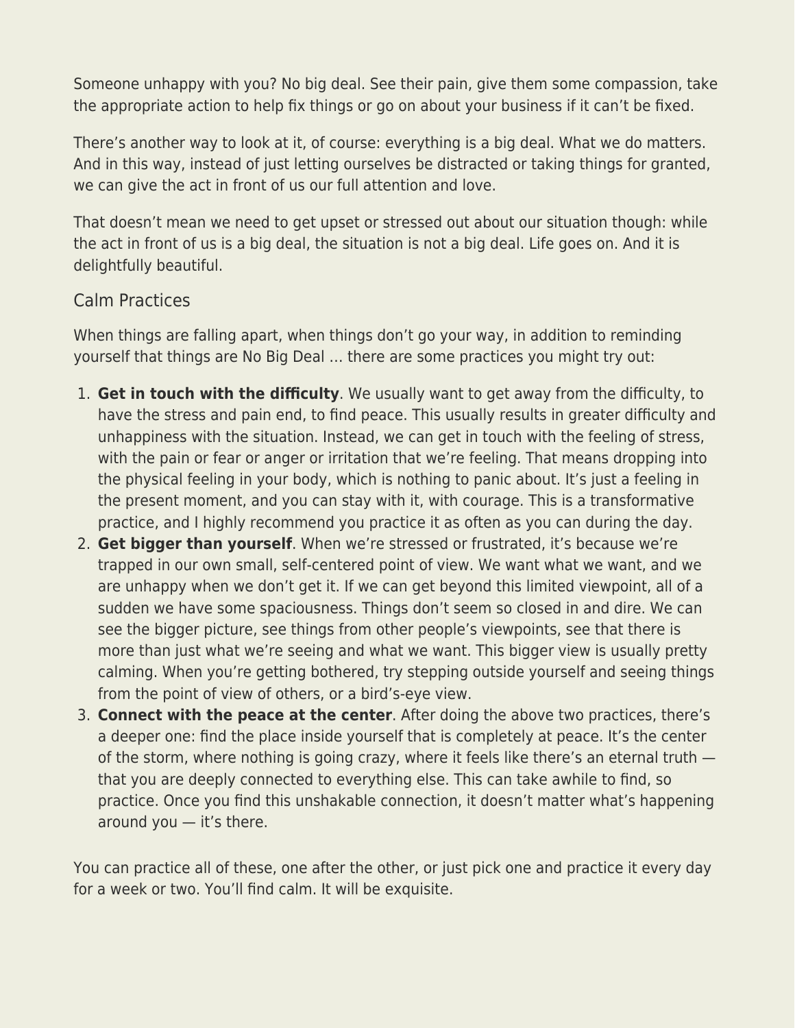Someone unhappy with you? No big deal. See their pain, give them some compassion, take the appropriate action to help fix things or go on about your business if it can't be fixed.

There's another way to look at it, of course: everything is a big deal. What we do matters. And in this way, instead of just letting ourselves be distracted or taking things for granted, we can give the act in front of us our full attention and love.

That doesn't mean we need to get upset or stressed out about our situation though: while the act in front of us is a big deal, the situation is not a big deal. Life goes on. And it is delightfully beautiful.

## Calm Practices

When things are falling apart, when things don't go your way, in addition to reminding yourself that things are No Big Deal … there are some practices you might try out:

1. **Get in touch with the difficulty**. We usually want to get away from the difficulty, to have the stress and pain end, to find peace. This usually results in greater difficulty and unhappiness with the situation. Instead, we can get in touch with the feeling of stress, with the pain or fear or anger or irritation that we're feeling. That means dropping into the physical feeling in your body, which is nothing to panic about. It's just a feeling in the present moment, and you can stay with it, with courage. This is a transformative practice, and I highly recommend you practice it as often as you can during the day.
2. **Get bigger than yourself**. When we're stressed or frustrated, it's because we're trapped in our own small, self-centered point of view. We want what we want, and we are unhappy when we don't get it. If we can get beyond this limited viewpoint, all of a sudden we have some spaciousness. Things don't seem so closed in and dire. We can see the bigger picture, see things from other people's viewpoints, see that there is more than just what we're seeing and what we want. This bigger view is usually pretty calming. When you're getting bothered, try stepping outside yourself and seeing things from the point of view of others, or a bird's-eye view.
3. **Connect with the peace at the center**. After doing the above two practices, there's a deeper one: find the place inside yourself that is completely at peace. It's the center of the storm, where nothing is going crazy, where it feels like there's an eternal truth — that you are deeply connected to everything else. This can take awhile to find, so practice. Once you find this unshakable connection, it doesn't matter what's happening around you — it's there.

You can practice all of these, one after the other, or just pick one and practice it every day for a week or two. You'll find calm. It will be exquisite.